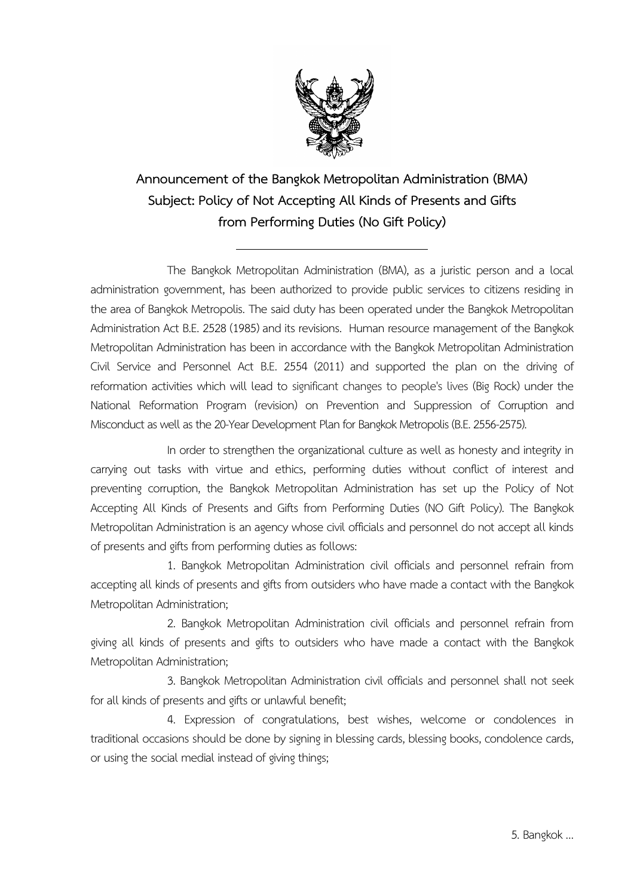# Announcement of the Bangkok Metropolitan Administration (BMA)
## Subject: Policy of Not Accepting All Kinds of Presents and Gifts from Performing Duties (No Gift Policy)

---

The Bangkok Metropolitan Administration (BMA), as a juristic person and a local administration government, has been authorized to provide public services to citizens residing in the area of Bangkok Metropolis. The said duty has been operated under the Bangkok Metropolitan Administration Act B.E. 2528 (1985) and its revisions. Human resource management of the Bangkok Metropolitan Administration has been in accordance with the Bangkok Metropolitan Administration Civil Service and Personnel Act B.E. 2554 (2011) and supported the plan on the driving of reformation activities which will lead to significant changes to people's lives (Big Rock) under the National Reformation Program (revision) on Prevention and Suppression of Corruption and Misconduct as well as the 20-Year Development Plan for Bangkok Metropolis (B.E. 2556-2575).

In order to strengthen the organizational culture as well as honesty and integrity in carrying out tasks with virtue and ethics, performing duties without conflict of interest and preventing corruption, the Bangkok Metropolitan Administration has set up the Policy of Not Accepting All Kinds of Presents and Gifts from Performing Duties (NO Gift Policy). The Bangkok Metropolitan Administration is an agency whose civil officials and personnel do not accept all kinds of presents and gifts from performing duties as follows:

1. Bangkok Metropolitan Administration civil officials and personnel refrain from accepting all kinds of presents and gifts from outsiders who have made a contact with the Bangkok Metropolitan Administration;

2. Bangkok Metropolitan Administration civil officials and personnel refrain from giving all kinds of presents and gifts to outsiders who have made a contact with the Bangkok Metropolitan Administration;

3. Bangkok Metropolitan Administration civil officials and personnel shall not seek for all kinds of presents and gifts or unlawful benefit;

4. Expression of congratulations, best wishes, welcome or condolences in traditional occasions should be done by signing in blessing cards, blessing books, condolence cards, or using the social medial instead of giving things;

5. Bangkok ...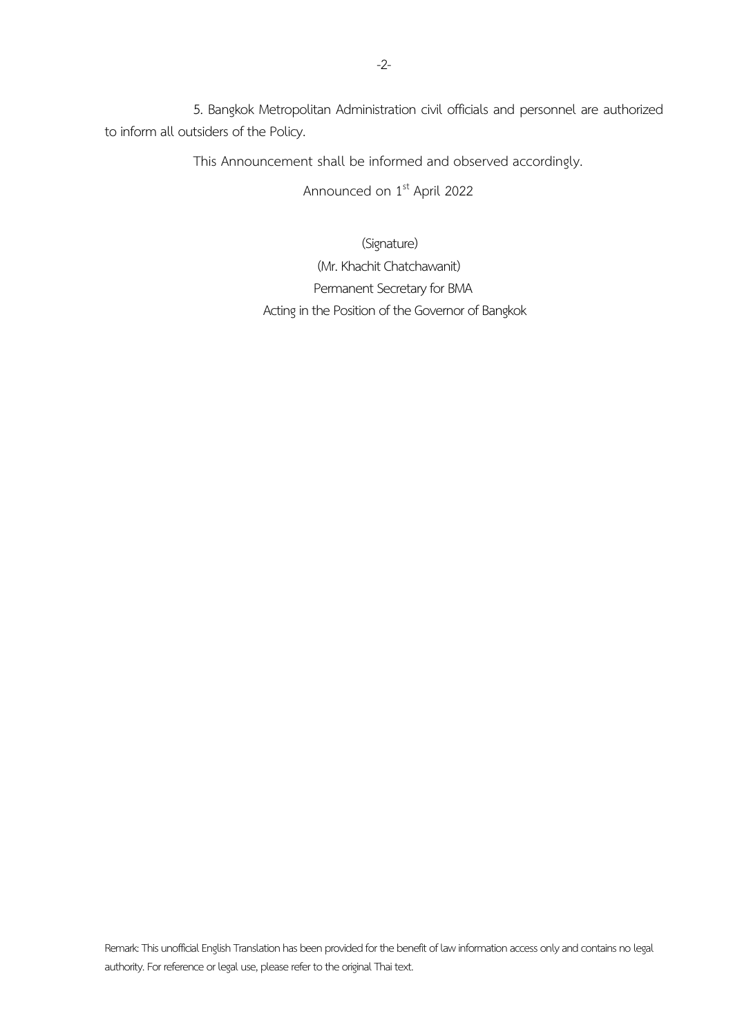5. Bangkok Metropolitan Administration civil officials and personnel are authorized to inform all outsiders of the Policy.

This Announcement shall be informed and observed accordingly.

Announced on 1st April 2022

(Signature)

(Mr. Khachit Chatchawanit)

Permanent Secretary for BMA

Acting in the Position of the Governor of Bangkok

Remark: This unofficial English Translation has been provided for the benefit of law information access only and contains no legal authority. For reference or legal use, please refer to the original Thai text.